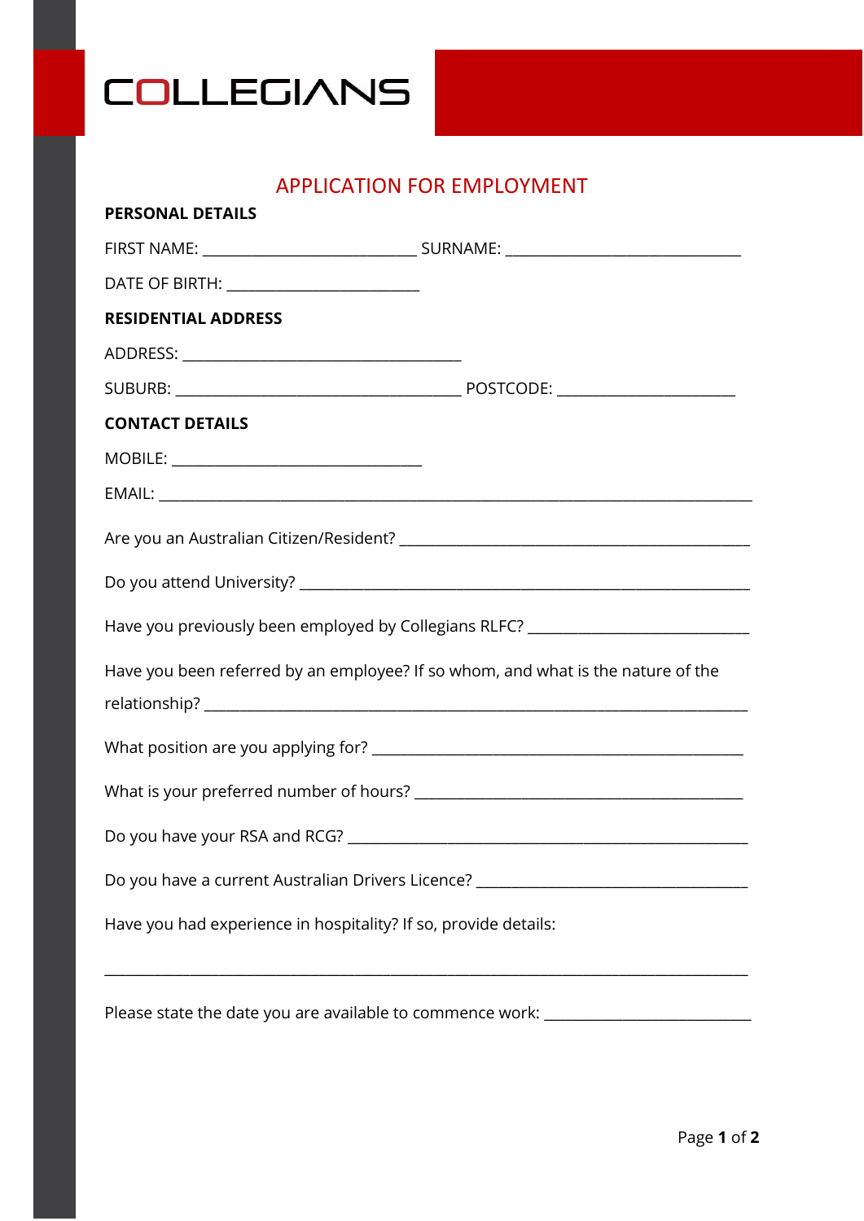# COLLEGIANS

## APPLICATION FOR EMPLOYMENT

**PERSONAL DETAILS**

FIRST NAME: ___________________________ SURNAME: ______________________________

DATE OF BIRTH: ________________________

**RESIDENTIAL ADDRESS**

ADDRESS: ___________________________________

SUBURB: ____________________________________ POSTCODE: ______________________

**CONTACT DETAILS**

MOBILE: _______________________________

EMAIL: ___________________________________________________________________________

Are you an Australian Citizen/Resident? _______________________________________________

Do you attend University? _____________________________________________________________

Have you previously been employed by Collegians RLFC? ____________________________

Have you been referred by an employee? If so whom, and what is the nature of the relationship? _________________________________________________________________________

What position are you applying for? _____________________________________________

What is your preferred number of hours? _________________________________________

Do you have your RSA and RCG? __________________________________________________

Do you have a current Australian Drivers Licence? ________________________________

Have you had experience in hospitality? If so, provide details:

_________________________________________________________________________________

Please state the date you are available to commence work: __________________________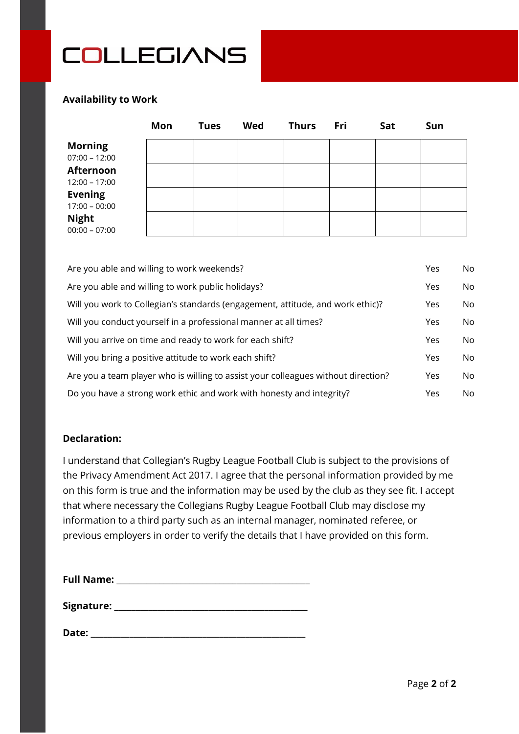COLLEGIANS

**Availability to Work**

| | Mon | Tues | Wed | Thurs | Fri | Sat | Sun |
|---|---|---|---|---|---|---|---|
| **Morning** 07:00 – 12:00 | | | | | | | |
| **Afternoon** 12:00 – 17:00 | | | | | | | |
| **Evening** 17:00 – 00:00 | | | | | | | |
| **Night** 00:00 – 07:00 | | | | | | | |

| | | |
|---|---|---|
| Are you able and willing to work weekends? | Yes | No |
| Are you able and willing to work public holidays? | Yes | No |
| Will you work to Collegian's standards (engagement, attitude, and work ethic)? | Yes | No |
| Will you conduct yourself in a professional manner at all times? | Yes | No |
| Will you arrive on time and ready to work for each shift? | Yes | No |
| Will you bring a positive attitude to work each shift? | Yes | No |
| Are you a team player who is willing to assist your colleagues without direction? | Yes | No |
| Do you have a strong work ethic and work with honesty and integrity? | Yes | No |

**Declaration:**

I understand that Collegian's Rugby League Football Club is subject to the provisions of the Privacy Amendment Act 2017. I agree that the personal information provided by me on this form is true and the information may be used by the club as they see fit. I accept that where necessary the Collegians Rugby League Football Club may disclose my information to a third party such as an internal manager, nominated referee, or previous employers in order to verify the details that I have provided on this form.

**Full Name:** ________________________________________

**Signature:** ________________________________________

**Date:** ____________________________________________